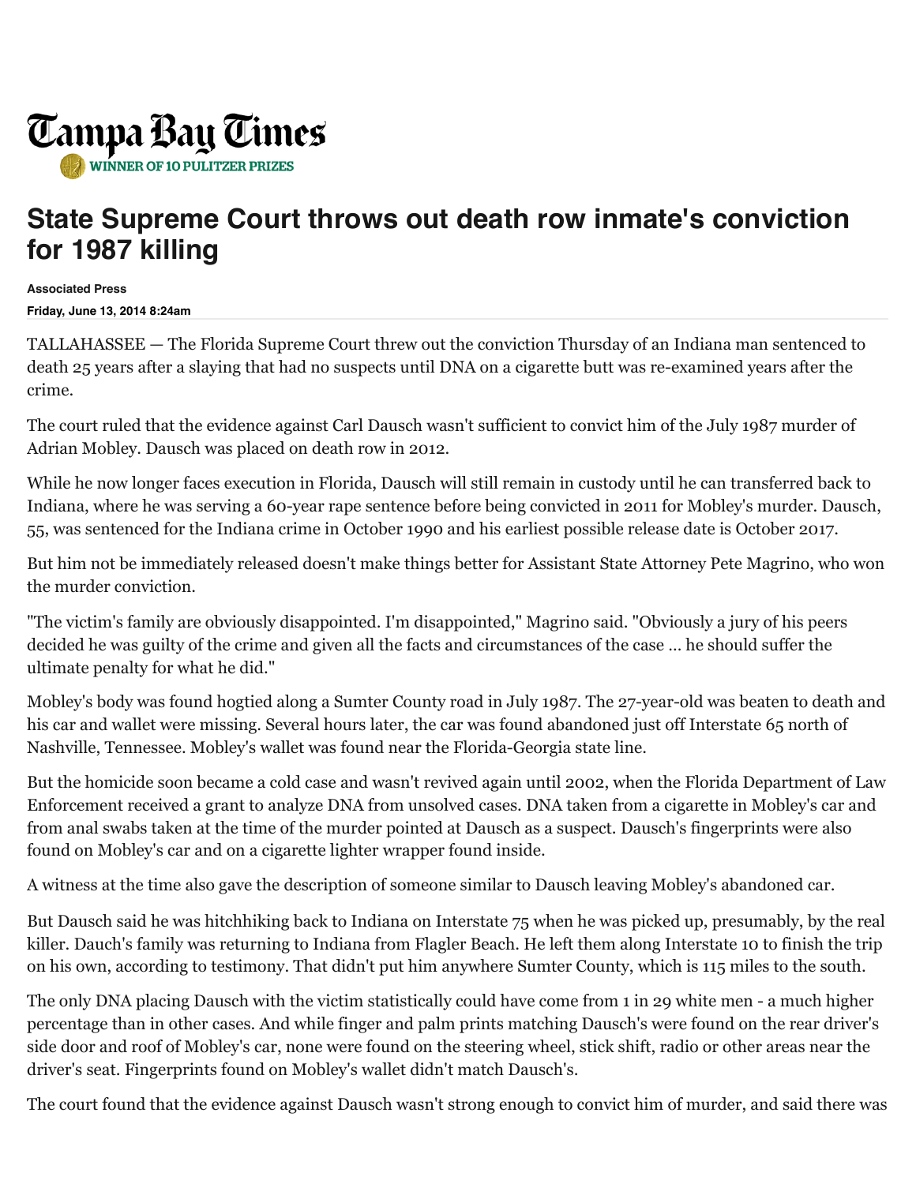# Tampa Bay Times

WINNER OF 10 PULITZER PRIZES

## State Supreme Court throws out death row inmate's conviction for 1987 killing

**Associated Press**

**Friday, June 13, 2014 8:24am**

TALLAHASSEE — The Florida Supreme Court threw out the conviction Thursday of an Indiana man sentenced to death 25 years after a slaying that had no suspects until DNA on a cigarette butt was re-examined years after the crime.

The court ruled that the evidence against Carl Dausch wasn't sufficient to convict him of the July 1987 murder of Adrian Mobley. Dausch was placed on death row in 2012.

While he now longer faces execution in Florida, Dausch will still remain in custody until he can transferred back to Indiana, where he was serving a 60-year rape sentence before being convicted in 2011 for Mobley's murder. Dausch, 55, was sentenced for the Indiana crime in October 1990 and his earliest possible release date is October 2017.

But him not be immediately released doesn't make things better for Assistant State Attorney Pete Magrino, who won the murder conviction.

"The victim's family are obviously disappointed. I'm disappointed," Magrino said. "Obviously a jury of his peers decided he was guilty of the crime and given all the facts and circumstances of the case ... he should suffer the ultimate penalty for what he did."

Mobley's body was found hogtied along a Sumter County road in July 1987. The 27-year-old was beaten to death and his car and wallet were missing. Several hours later, the car was found abandoned just off Interstate 65 north of Nashville, Tennessee. Mobley's wallet was found near the Florida-Georgia state line.

But the homicide soon became a cold case and wasn't revived again until 2002, when the Florida Department of Law Enforcement received a grant to analyze DNA from unsolved cases. DNA taken from a cigarette in Mobley's car and from anal swabs taken at the time of the murder pointed at Dausch as a suspect. Dausch's fingerprints were also found on Mobley's car and on a cigarette lighter wrapper found inside.

A witness at the time also gave the description of someone similar to Dausch leaving Mobley's abandoned car.

But Dausch said he was hitchhiking back to Indiana on Interstate 75 when he was picked up, presumably, by the real killer. Dauch's family was returning to Indiana from Flagler Beach. He left them along Interstate 10 to finish the trip on his own, according to testimony. That didn't put him anywhere Sumter County, which is 115 miles to the south.

The only DNA placing Dausch with the victim statistically could have come from 1 in 29 white men - a much higher percentage than in other cases. And while finger and palm prints matching Dausch's were found on the rear driver's side door and roof of Mobley's car, none were found on the steering wheel, stick shift, radio or other areas near the driver's seat. Fingerprints found on Mobley's wallet didn't match Dausch's.

The court found that the evidence against Dausch wasn't strong enough to convict him of murder, and said there was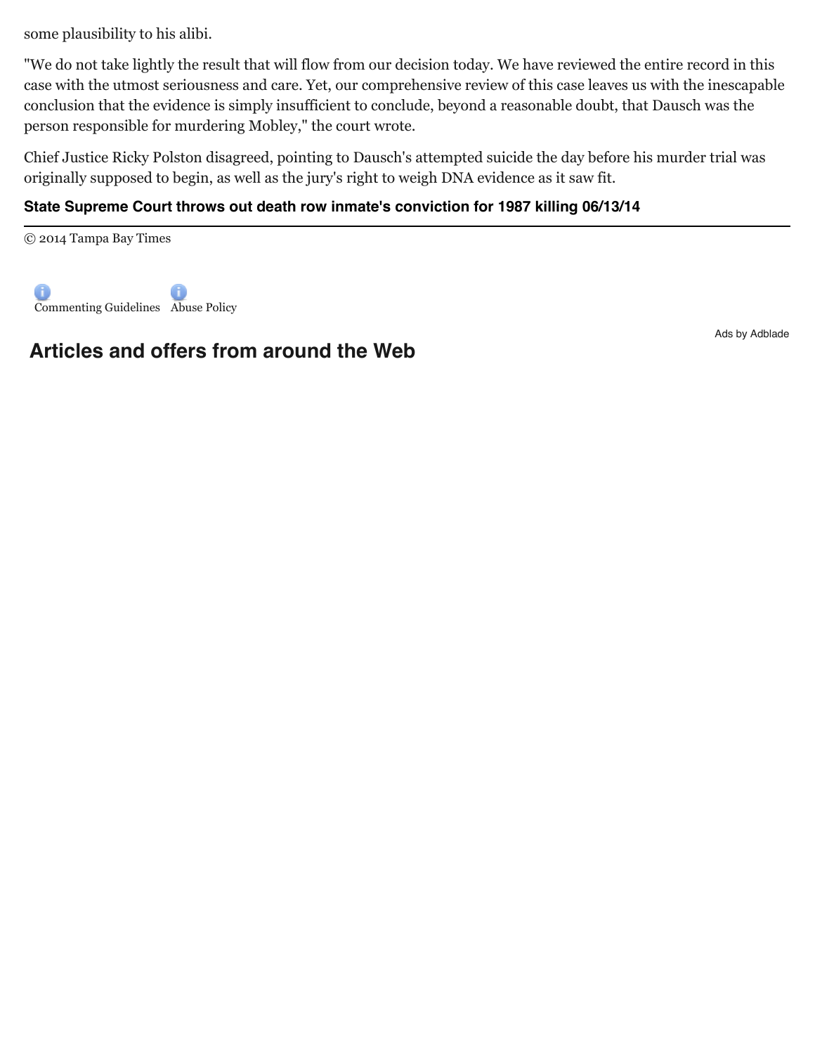some plausibility to his alibi.

"We do not take lightly the result that will flow from our decision today. We have reviewed the entire record in this case with the utmost seriousness and care. Yet, our comprehensive review of this case leaves us with the inescapable conclusion that the evidence is simply insufficient to conclude, beyond a reasonable doubt, that Dausch was the person responsible for murdering Mobley," the court wrote.

Chief Justice Ricky Polston disagreed, pointing to Dausch's attempted suicide the day before his murder trial was originally supposed to begin, as well as the jury's right to weigh DNA evidence as it saw fit.

**State Supreme Court throws out death row inmate's conviction for 1987 killing 06/13/14**

---

© 2014 Tampa Bay Times

Commenting Guidelines Abuse Policy

Ads by Adblade

## Articles and offers from around the Web